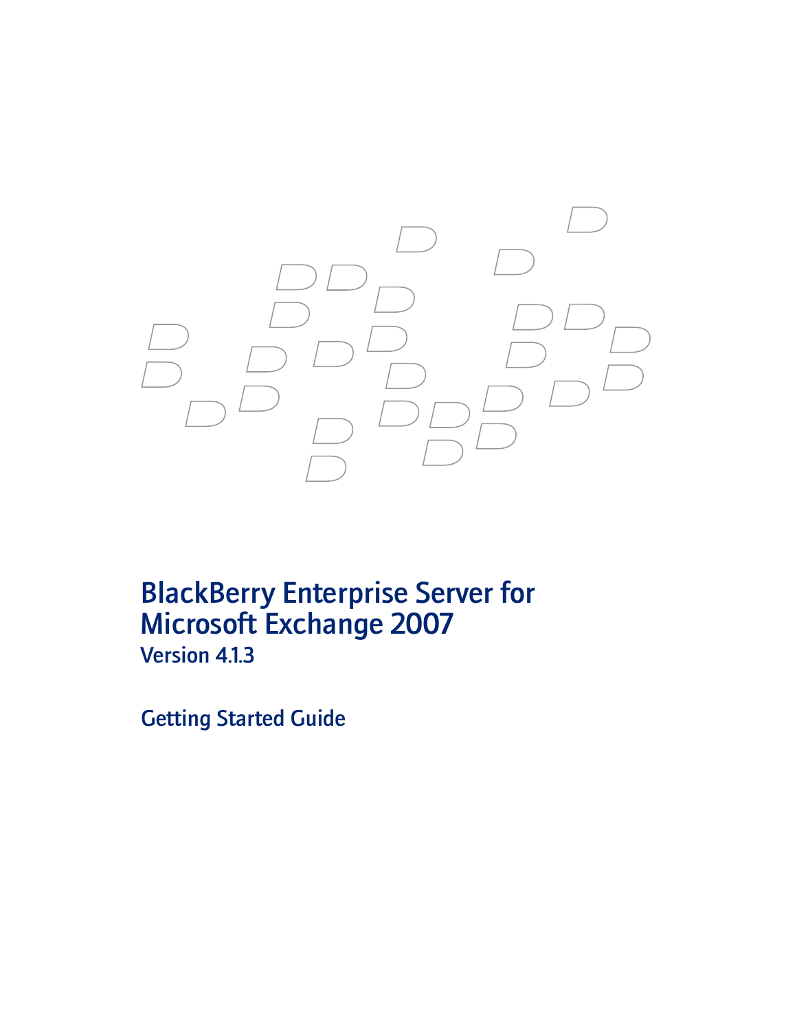# BlackBerry Enterprise Server for Microsoft Exchange 2007

## Version 4.1.3

## Getting Started Guide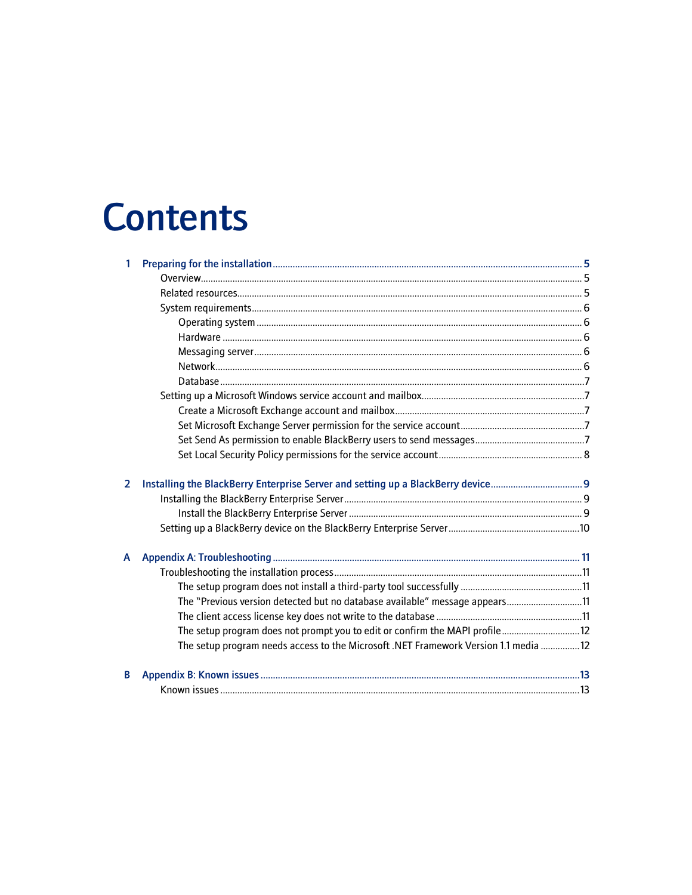# Contents

1 **Preparing for the installation** ........ 5
- Overview ........ 5
- Related resources ........ 5
- System requirements ........ 6
  - Operating system ........ 6
  - Hardware ........ 6
  - Messaging server ........ 6
  - Network ........ 6
  - Database ........ 7
- Setting up a Microsoft Windows service account and mailbox ........ 7
  - Create a Microsoft Exchange account and mailbox ........ 7
  - Set Microsoft Exchange Server permission for the service account ........ 7
  - Set Send As permission to enable BlackBerry users to send messages ........ 7
  - Set Local Security Policy permissions for the service account ........ 8

2 **Installing the BlackBerry Enterprise Server and setting up a BlackBerry device** ........ 9
- Installing the BlackBerry Enterprise Server ........ 9
  - Install the BlackBerry Enterprise Server ........ 9
- Setting up a BlackBerry device on the BlackBerry Enterprise Server ........ 10

A **Appendix A: Troubleshooting** ........ 11
- Troubleshooting the installation process ........ 11
  - The setup program does not install a third-party tool successfully ........ 11
  - The "Previous version detected but no database available" message appears ........ 11
  - The client access license key does not write to the database ........ 11
  - The setup program does not prompt you to edit or confirm the MAPI profile ........ 12
  - The setup program needs access to the Microsoft .NET Framework Version 1.1 media ........ 12

B **Appendix B: Known issues** ........ 13
- Known issues ........ 13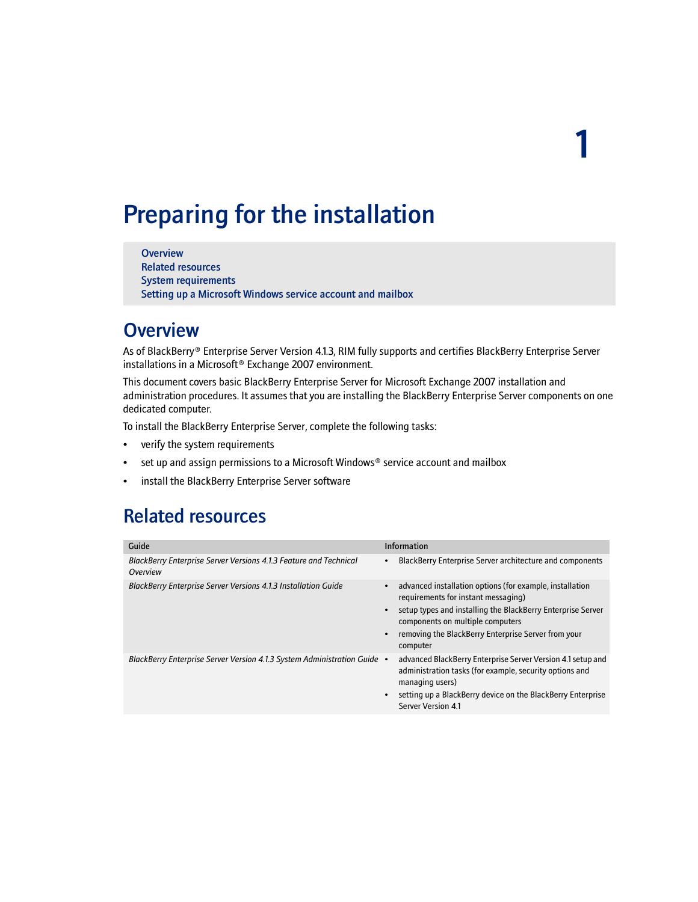# 1 Preparing for the installation

- Overview
- Related resources
- System requirements
- Setting up a Microsoft Windows service account and mailbox

## Overview

As of BlackBerry® Enterprise Server Version 4.1.3, RIM fully supports and certifies BlackBerry Enterprise Server installations in a Microsoft® Exchange 2007 environment.

This document covers basic BlackBerry Enterprise Server for Microsoft Exchange 2007 installation and administration procedures. It assumes that you are installing the BlackBerry Enterprise Server components on one dedicated computer.

To install the BlackBerry Enterprise Server, complete the following tasks:

- verify the system requirements
- set up and assign permissions to a Microsoft Windows® service account and mailbox
- install the BlackBerry Enterprise Server software

## Related resources

| Guide | Information |
|---|---|
| *BlackBerry Enterprise Server Versions 4.1.3 Feature and Technical Overview* | • BlackBerry Enterprise Server architecture and components |
| *BlackBerry Enterprise Server Versions 4.1.3 Installation Guide* | • advanced installation options (for example, installation requirements for instant messaging)<br>• setup types and installing the BlackBerry Enterprise Server components on multiple computers<br>• removing the BlackBerry Enterprise Server from your computer |
| *BlackBerry Enterprise Server Version 4.1.3 System Administration Guide* | • advanced BlackBerry Enterprise Server Version 4.1 setup and administration tasks (for example, security options and managing users)<br>• setting up a BlackBerry device on the BlackBerry Enterprise Server Version 4.1 |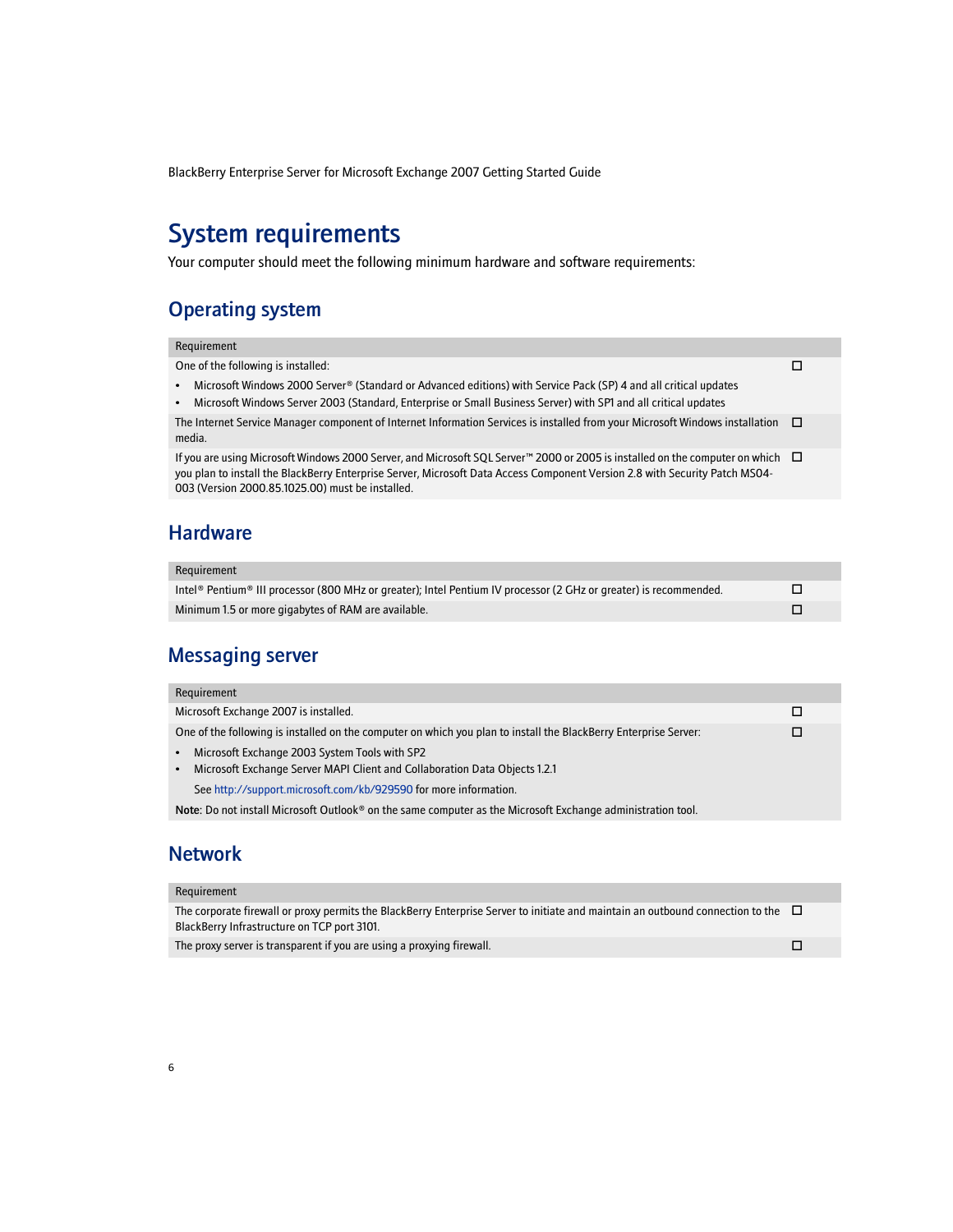# System requirements

Your computer should meet the following minimum hardware and software requirements:

## Operating system

| Requirement | |
|---|---|
| One of the following is installed:<br>• Microsoft Windows 2000 Server® (Standard or Advanced editions) with Service Pack (SP) 4 and all critical updates<br>• Microsoft Windows Server 2003 (Standard, Enterprise or Small Business Server) with SP1 and all critical updates | ☐ |
| The Internet Service Manager component of Internet Information Services is installed from your Microsoft Windows installation media. | ☐ |
| If you are using Microsoft Windows 2000 Server, and Microsoft SQL Server™ 2000 or 2005 is installed on the computer on which you plan to install the BlackBerry Enterprise Server, Microsoft Data Access Component Version 2.8 with Security Patch MS04-003 (Version 2000.85.1025.00) must be installed. | ☐ |

## Hardware

| Requirement | |
|---|---|
| Intel® Pentium® III processor (800 MHz or greater); Intel Pentium IV processor (2 GHz or greater) is recommended. | ☐ |
| Minimum 1.5 or more gigabytes of RAM are available. | ☐ |

## Messaging server

| Requirement | |
|---|---|
| Microsoft Exchange 2007 is installed. | ☐ |
| One of the following is installed on the computer on which you plan to install the BlackBerry Enterprise Server:<br>• Microsoft Exchange 2003 System Tools with SP2<br>• Microsoft Exchange Server MAPI Client and Collaboration Data Objects 1.2.1<br>See http://support.microsoft.com/kb/929590 for more information.<br>**Note**: Do not install Microsoft Outlook® on the same computer as the Microsoft Exchange administration tool. | ☐ |

## Network

| Requirement | |
|---|---|
| The corporate firewall or proxy permits the BlackBerry Enterprise Server to initiate and maintain an outbound connection to the BlackBerry Infrastructure on TCP port 3101. | ☐ |
| The proxy server is transparent if you are using a proxying firewall. | ☐ |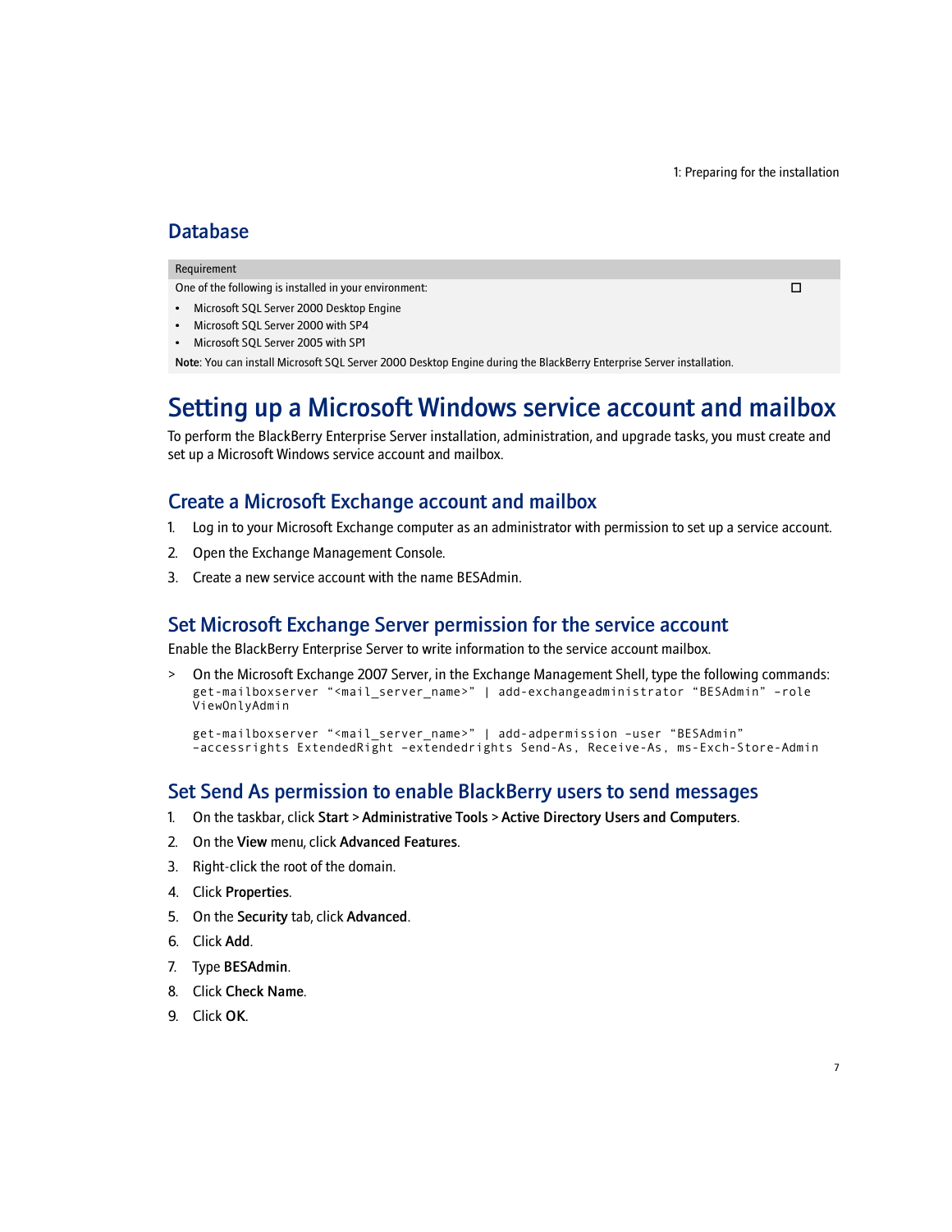## Database

| Requirement | |
|---|---|
| One of the following is installed in your environment:<br>• Microsoft SQL Server 2000 Desktop Engine<br>• Microsoft SQL Server 2000 with SP4<br>• Microsoft SQL Server 2005 with SP1<br>**Note**: You can install Microsoft SQL Server 2000 Desktop Engine during the BlackBerry Enterprise Server installation. | ☐ |

# Setting up a Microsoft Windows service account and mailbox

To perform the BlackBerry Enterprise Server installation, administration, and upgrade tasks, you must create and set up a Microsoft Windows service account and mailbox.

## Create a Microsoft Exchange account and mailbox

1. Log in to your Microsoft Exchange computer as an administrator with permission to set up a service account.
2. Open the Exchange Management Console.
3. Create a new service account with the name BESAdmin.

## Set Microsoft Exchange Server permission for the service account

Enable the BlackBerry Enterprise Server to write information to the service account mailbox.

> On the Microsoft Exchange 2007 Server, in the Exchange Management Shell, type the following commands:

```
get-mailboxserver “<mail_server_name>” | add-exchangeadministrator “BESAdmin” -role ViewOnlyAdmin

get-mailboxserver “<mail_server_name>” | add-adpermission -user “BESAdmin” -accessrights ExtendedRight -extendedrights Send-As, Receive-As, ms-Exch-Store-Admin
```

## Set Send As permission to enable BlackBerry users to send messages

1. On the taskbar, click **Start** > **Administrative Tools** > **Active Directory Users and Computers**.
2. On the **View** menu, click **Advanced Features**.
3. Right-click the root of the domain.
4. Click **Properties**.
5. On the **Security** tab, click **Advanced**.
6. Click **Add**.
7. Type **BESAdmin**.
8. Click **Check Name**.
9. Click **OK**.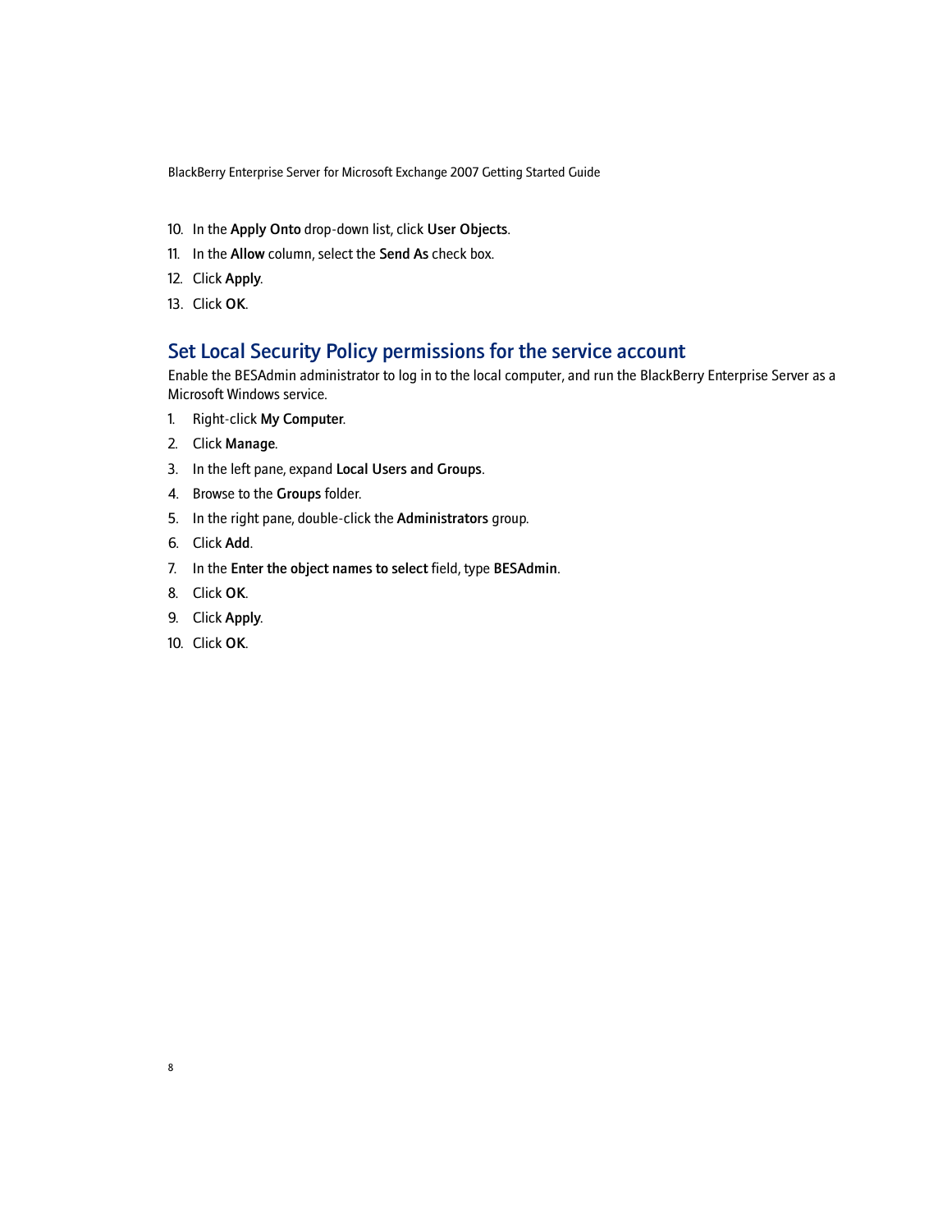10. In the **Apply Onto** drop-down list, click **User Objects**.
11. In the **Allow** column, select the **Send As** check box.
12. Click **Apply**.
13. Click **OK**.

## Set Local Security Policy permissions for the service account

Enable the BESAdmin administrator to log in to the local computer, and run the BlackBerry Enterprise Server as a Microsoft Windows service.

1. Right-click **My Computer**.
2. Click **Manage**.
3. In the left pane, expand **Local Users and Groups**.
4. Browse to the **Groups** folder.
5. In the right pane, double-click the **Administrators** group.
6. Click **Add**.
7. In the **Enter the object names to select** field, type **BESAdmin**.
8. Click **OK**.
9. Click **Apply**.
10. Click **OK**.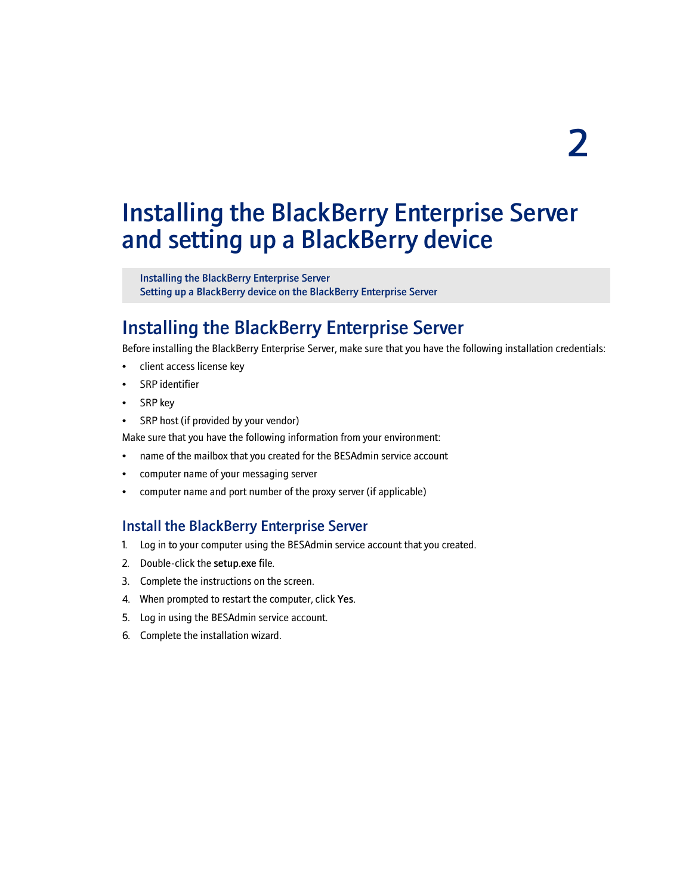# 2

# Installing the BlackBerry Enterprise Server and setting up a BlackBerry device

Installing the BlackBerry Enterprise Server
Setting up a BlackBerry device on the BlackBerry Enterprise Server

## Installing the BlackBerry Enterprise Server

Before installing the BlackBerry Enterprise Server, make sure that you have the following installation credentials:

- client access license key
- SRP identifier
- SRP key
- SRP host (if provided by your vendor)

Make sure that you have the following information from your environment:

- name of the mailbox that you created for the BESAdmin service account
- computer name of your messaging server
- computer name and port number of the proxy server (if applicable)

### Install the BlackBerry Enterprise Server

1. Log in to your computer using the BESAdmin service account that you created.
2. Double-click the **setup.exe** file.
3. Complete the instructions on the screen.
4. When prompted to restart the computer, click **Yes**.
5. Log in using the BESAdmin service account.
6. Complete the installation wizard.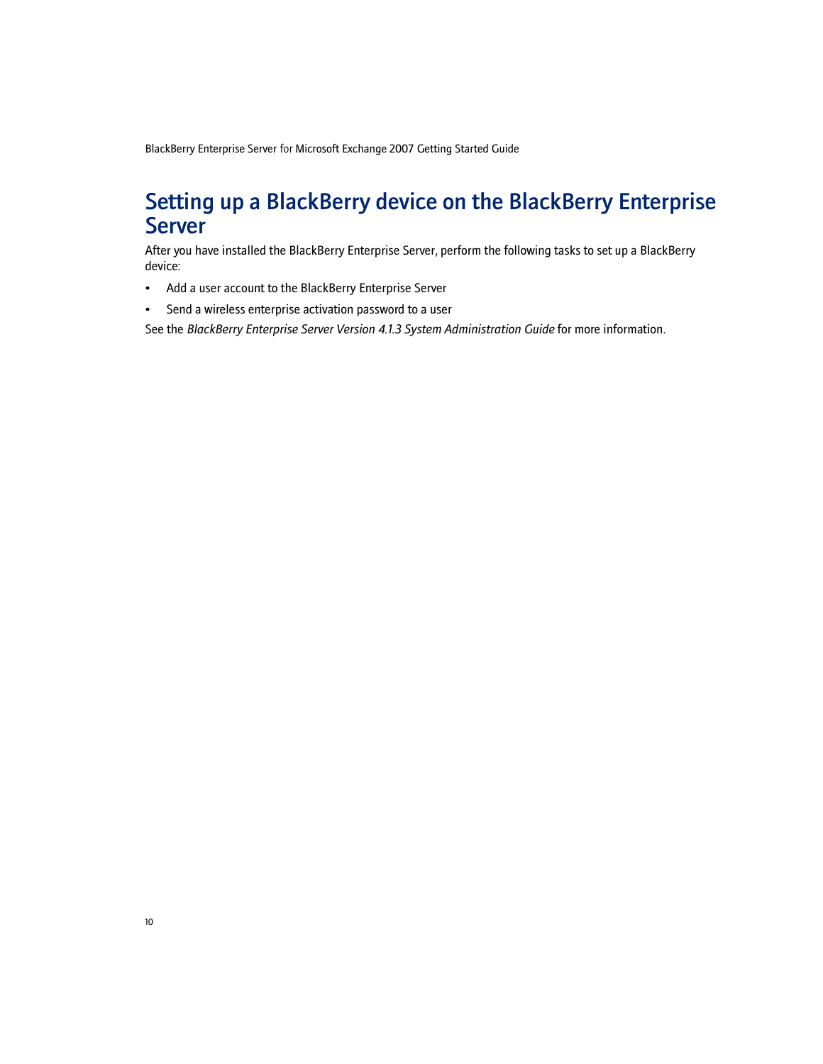# Setting up a BlackBerry device on the BlackBerry Enterprise Server

After you have installed the BlackBerry Enterprise Server, perform the following tasks to set up a BlackBerry device:

- Add a user account to the BlackBerry Enterprise Server
- Send a wireless enterprise activation password to a user

See the *BlackBerry Enterprise Server Version 4.1.3 System Administration Guide* for more information.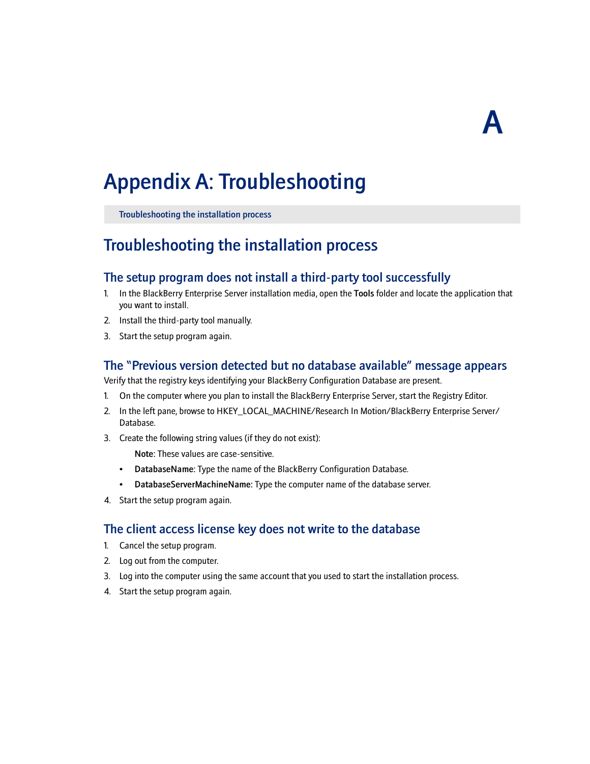# Appendix A: Troubleshooting

Troubleshooting the installation process

## Troubleshooting the installation process

### The setup program does not install a third-party tool successfully

1. In the BlackBerry Enterprise Server installation media, open the **Tools** folder and locate the application that you want to install.
2. Install the third-party tool manually.
3. Start the setup program again.

### The "Previous version detected but no database available" message appears

Verify that the registry keys identifying your BlackBerry Configuration Database are present.

1. On the computer where you plan to install the BlackBerry Enterprise Server, start the Registry Editor.
2. In the left pane, browse to HKEY_LOCAL_MACHINE/Research In Motion/BlackBerry Enterprise Server/Database.
3. Create the following string values (if they do not exist):

   **Note**: These values are case-sensitive.

   - **DatabaseName**: Type the name of the BlackBerry Configuration Database.
   - **DatabaseServerMachineName**: Type the computer name of the database server.
4. Start the setup program again.

### The client access license key does not write to the database

1. Cancel the setup program.
2. Log out from the computer.
3. Log into the computer using the same account that you used to start the installation process.
4. Start the setup program again.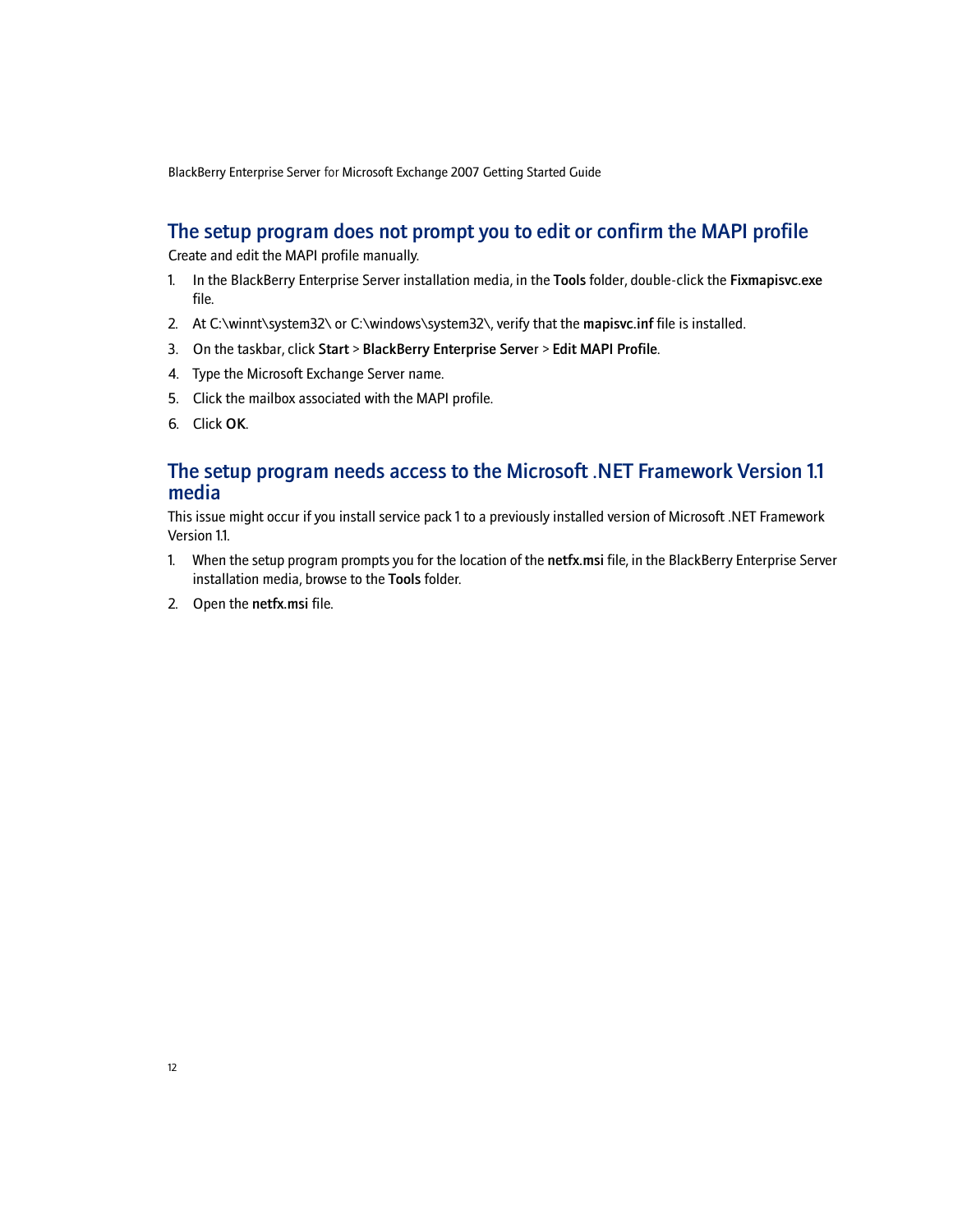## The setup program does not prompt you to edit or confirm the MAPI profile

Create and edit the MAPI profile manually.

1. In the BlackBerry Enterprise Server installation media, in the **Tools** folder, double-click the **Fixmapisvc.exe** file.
2. At C:\winnt\system32\ or C:\windows\system32\, verify that the **mapisvc.inf** file is installed.
3. On the taskbar, click **Start** > **BlackBerry Enterprise Serve**r > **Edit MAPI Profile**.
4. Type the Microsoft Exchange Server name.
5. Click the mailbox associated with the MAPI profile.
6. Click **OK**.

## The setup program needs access to the Microsoft .NET Framework Version 1.1 media

This issue might occur if you install service pack 1 to a previously installed version of Microsoft .NET Framework Version 1.1.

1. When the setup program prompts you for the location of the **netfx.msi** file, in the BlackBerry Enterprise Server installation media, browse to the **Tools** folder.
2. Open the **netfx.msi** file.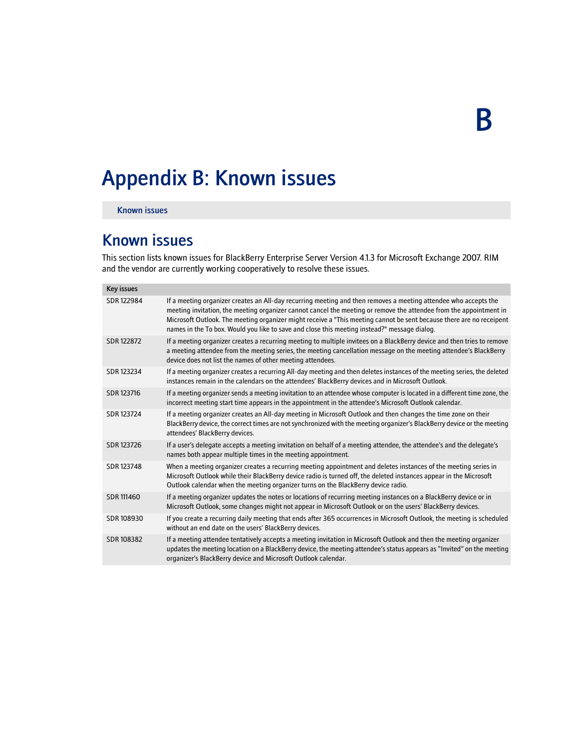B

# Appendix B: Known issues

Known issues

## Known issues

This section lists known issues for BlackBerry Enterprise Server Version 4.1.3 for Microsoft Exchange 2007. RIM and the vendor are currently working cooperatively to resolve these issues.

| Key issues | |
|---|---|
| SDR 122984 | If a meeting organizer creates an All-day recurring meeting and then removes a meeting attendee who accepts the meeting invitation, the meeting organizer cannot cancel the meeting or remove the attendee from the appointment in Microsoft Outlook. The meeting organizer might receive a "This meeting cannot be sent because there are no receipent names in the To box. Would you like to save and close this meeting instead?" message dialog. |
| SDR 122872 | If a meeting organizer creates a recurring meeting to multiple invitees on a BlackBerry device and then tries to remove a meeting attendee from the meeting series, the meeting cancellation message on the meeting attendee's BlackBerry device does not list the names of other meeting attendees. |
| SDR 123234 | If a meeting organizer creates a recurring All-day meeting and then deletes instances of the meeting series, the deleted instances remain in the calendars on the attendees' BlackBerry devices and in Microsoft Outlook. |
| SDR 123716 | If a meeting organizer sends a meeting invitation to an attendee whose computer is located in a different time zone, the incorrect meeting start time appears in the appointment in the attendee's Microsoft Outlook calendar. |
| SDR 123724 | If a meeting organizer creates an All-day meeting in Microsoft Outlook and then changes the time zone on their BlackBerry device, the correct times are not synchronized with the meeting organizer's BlackBerry device or the meeting attendees' BlackBerry devices. |
| SDR 123726 | If a user's delegate accepts a meeting invitation on behalf of a meeting attendee, the attendee's and the delegate's names both appear multiple times in the meeting appointment. |
| SDR 123748 | When a meeting organizer creates a recurring meeting appointment and deletes instances of the meeting series in Microsoft Outlook while their BlackBerry device radio is turned off, the deleted instances appear in the Microsoft Outlook calendar when the meeting organizer turns on the BlackBerry device radio. |
| SDR 111460 | If a meeting organizer updates the notes or locations of recurring meeting instances on a BlackBerry device or in Microsoft Outlook, some changes might not appear in Microsoft Outlook or on the users' BlackBerry devices. |
| SDR 108930 | If you create a recurring daily meeting that ends after 365 occurrences in Microsoft Outlook, the meeting is scheduled without an end date on the users' BlackBerry devices. |
| SDR 108382 | If a meeting attendee tentatively accepts a meeting invitation in Microsoft Outlook and then the meeting organizer updates the meeting location on a BlackBerry device, the meeting attendee's status appears as "Invited" on the meeting organizer's BlackBerry device and Microsoft Outlook calendar. |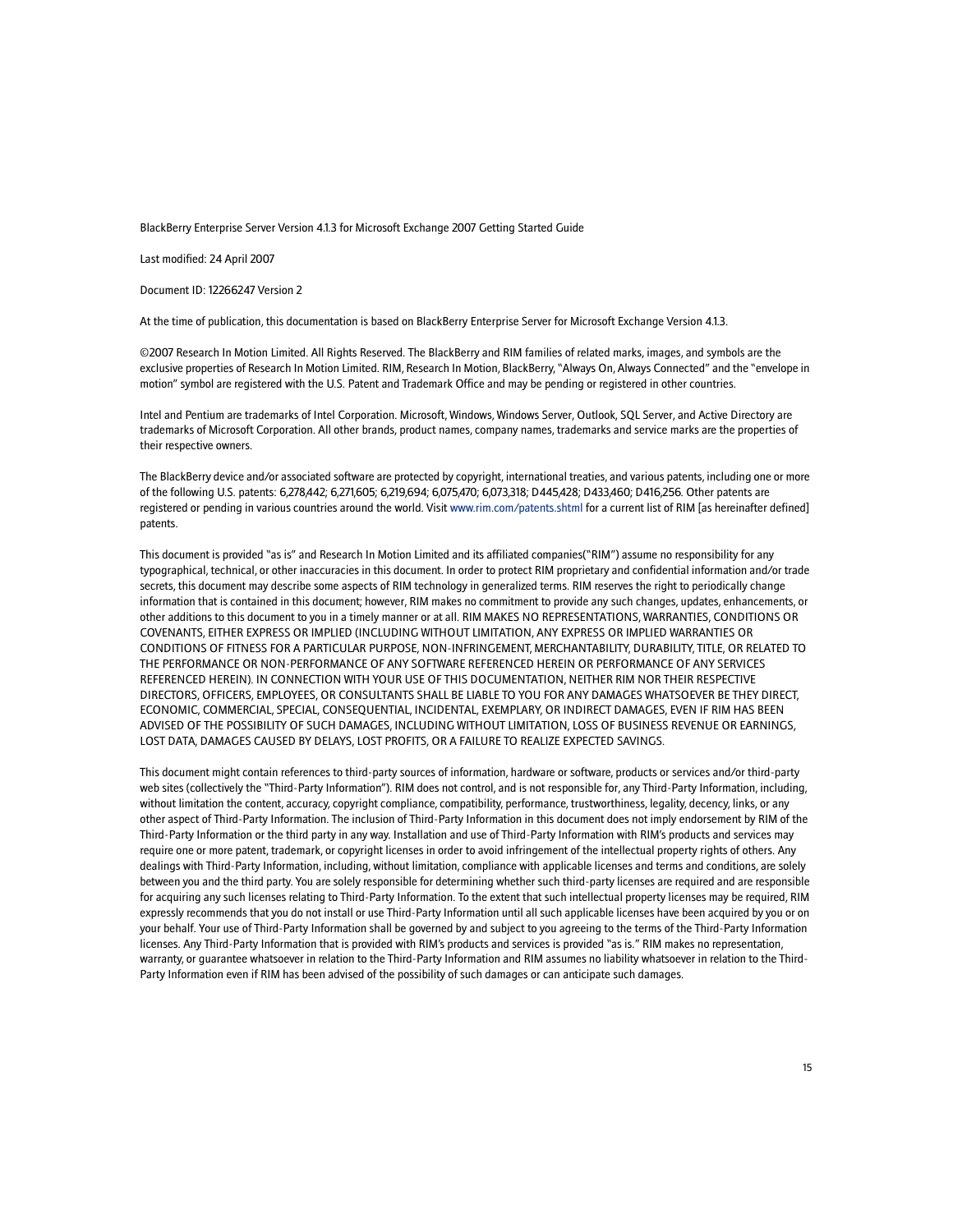BlackBerry Enterprise Server Version 4.1.3 for Microsoft Exchange 2007 Getting Started Guide

Last modified: 24 April 2007

Document ID: 12266247 Version 2

At the time of publication, this documentation is based on BlackBerry Enterprise Server for Microsoft Exchange Version 4.1.3.

©2007 Research In Motion Limited. All Rights Reserved. The BlackBerry and RIM families of related marks, images, and symbols are the exclusive properties of Research In Motion Limited. RIM, Research In Motion, BlackBerry, "Always On, Always Connected" and the "envelope in motion" symbol are registered with the U.S. Patent and Trademark Office and may be pending or registered in other countries.

Intel and Pentium are trademarks of Intel Corporation. Microsoft, Windows, Windows Server, Outlook, SQL Server, and Active Directory are trademarks of Microsoft Corporation. All other brands, product names, company names, trademarks and service marks are the properties of their respective owners.

The BlackBerry device and/or associated software are protected by copyright, international treaties, and various patents, including one or more of the following U.S. patents: 6,278,442; 6,271,605; 6,219,694; 6,075,470; 6,073,318; D445,428; D433,460; D416,256. Other patents are registered or pending in various countries around the world. Visit www.rim.com/patents.shtml for a current list of RIM [as hereinafter defined] patents.

This document is provided "as is" and Research In Motion Limited and its affiliated companies("RIM") assume no responsibility for any typographical, technical, or other inaccuracies in this document. In order to protect RIM proprietary and confidential information and/or trade secrets, this document may describe some aspects of RIM technology in generalized terms. RIM reserves the right to periodically change information that is contained in this document; however, RIM makes no commitment to provide any such changes, updates, enhancements, or other additions to this document to you in a timely manner or at all. RIM MAKES NO REPRESENTATIONS, WARRANTIES, CONDITIONS OR COVENANTS, EITHER EXPRESS OR IMPLIED (INCLUDING WITHOUT LIMITATION, ANY EXPRESS OR IMPLIED WARRANTIES OR CONDITIONS OF FITNESS FOR A PARTICULAR PURPOSE, NON-INFRINGEMENT, MERCHANTABILITY, DURABILITY, TITLE, OR RELATED TO THE PERFORMANCE OR NON-PERFORMANCE OF ANY SOFTWARE REFERENCED HEREIN OR PERFORMANCE OF ANY SERVICES REFERENCED HEREIN). IN CONNECTION WITH YOUR USE OF THIS DOCUMENTATION, NEITHER RIM NOR THEIR RESPECTIVE DIRECTORS, OFFICERS, EMPLOYEES, OR CONSULTANTS SHALL BE LIABLE TO YOU FOR ANY DAMAGES WHATSOEVER BE THEY DIRECT, ECONOMIC, COMMERCIAL, SPECIAL, CONSEQUENTIAL, INCIDENTAL, EXEMPLARY, OR INDIRECT DAMAGES, EVEN IF RIM HAS BEEN ADVISED OF THE POSSIBILITY OF SUCH DAMAGES, INCLUDING WITHOUT LIMITATION, LOSS OF BUSINESS REVENUE OR EARNINGS, LOST DATA, DAMAGES CAUSED BY DELAYS, LOST PROFITS, OR A FAILURE TO REALIZE EXPECTED SAVINGS.

This document might contain references to third-party sources of information, hardware or software, products or services and/or third-party web sites (collectively the "Third-Party Information"). RIM does not control, and is not responsible for, any Third-Party Information, including, without limitation the content, accuracy, copyright compliance, compatibility, performance, trustworthiness, legality, decency, links, or any other aspect of Third-Party Information. The inclusion of Third-Party Information in this document does not imply endorsement by RIM of the Third-Party Information or the third party in any way. Installation and use of Third-Party Information with RIM's products and services may require one or more patent, trademark, or copyright licenses in order to avoid infringement of the intellectual property rights of others. Any dealings with Third-Party Information, including, without limitation, compliance with applicable licenses and terms and conditions, are solely between you and the third party. You are solely responsible for determining whether such third-party licenses are required and are responsible for acquiring any such licenses relating to Third-Party Information. To the extent that such intellectual property licenses may be required, RIM expressly recommends that you do not install or use Third-Party Information until all such applicable licenses have been acquired by you or on your behalf. Your use of Third-Party Information shall be governed by and subject to you agreeing to the terms of the Third-Party Information licenses. Any Third-Party Information that is provided with RIM's products and services is provided "as is." RIM makes no representation, warranty, or guarantee whatsoever in relation to the Third-Party Information and RIM assumes no liability whatsoever in relation to the Third-Party Information even if RIM has been advised of the possibility of such damages or can anticipate such damages.